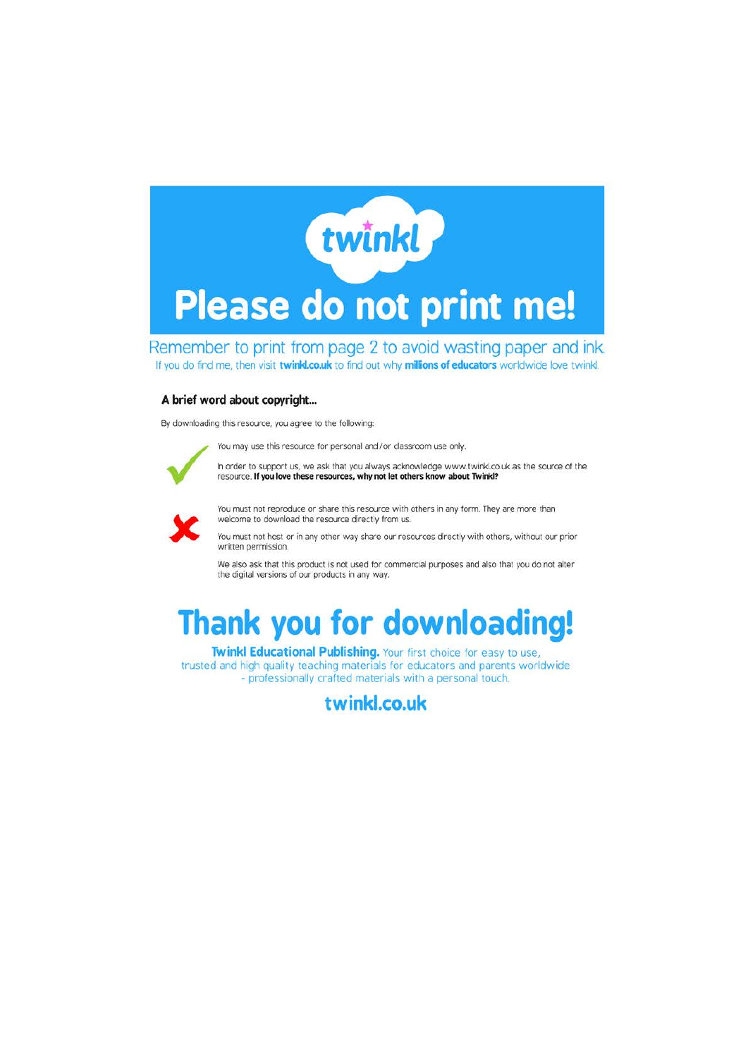twinkl

# Please do not print me!

Remember to print from page 2 to avoid wasting paper and ink.

If you do find me, then visit **twinkl.co.uk** to find out why **millions of educators** worldwide love twinkl.

### A brief word about copyright...

By downloading this resource, you agree to the following:

You may use this resource for personal and/or classroom use only.

In order to support us, we ask that you always acknowledge www.twinkl.co.uk as the source of the resource. **If you love these resources, why not let others know about Twinkl?**

You must not reproduce or share this resource with others in any form. They are more than welcome to download the resource directly from us.

You must not host or in any other way share our resources directly with others, without our prior written permission.

We also ask that this product is not used for commercial purposes and also that you do not alter the digital versions of our products in any way.

# Thank you for downloading!

**Twinkl Educational Publishing.** Your first choice for easy to use, trusted and high quality teaching materials for educators and parents worldwide - professionally crafted materials with a personal touch.

**twinkl.co.uk**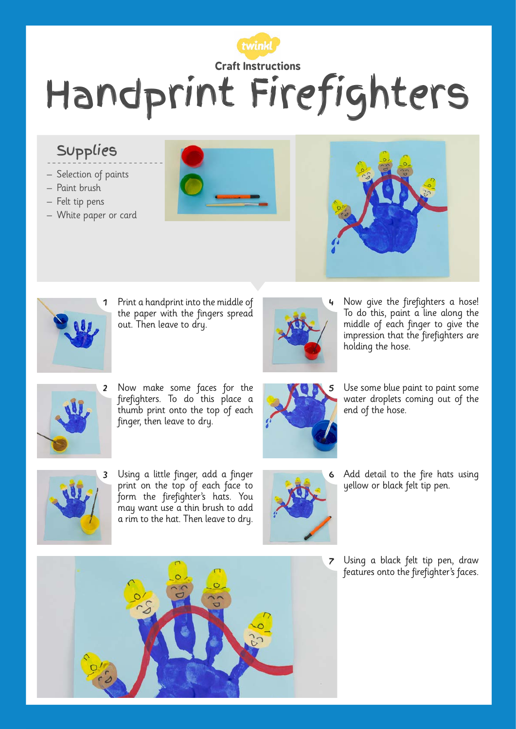Craft Instructions

# Handprint Firefighters

## Supplies

- Selection of paints
- Paint brush
- Felt tip pens
- White paper or card

1. Print a handprint into the middle of the paper with the fingers spread out. Then leave to dry.
2. Now make some faces for the firefighters. To do this place a thumb print onto the top of each finger, then leave to dry.
3. Using a little finger, add a finger print on the top of each face to form the firefighter's hats. You may want use a thin brush to add a rim to the hat. Then leave to dry.
4. Now give the firefighters a hose! To do this, paint a line along the middle of each finger to give the impression that the firefighters are holding the hose.
5. Use some blue paint to paint some water droplets coming out of the end of the hose.
6. Add detail to the fire hats using yellow or black felt tip pen.
7. Using a black felt tip pen, draw features onto the firefighter's faces.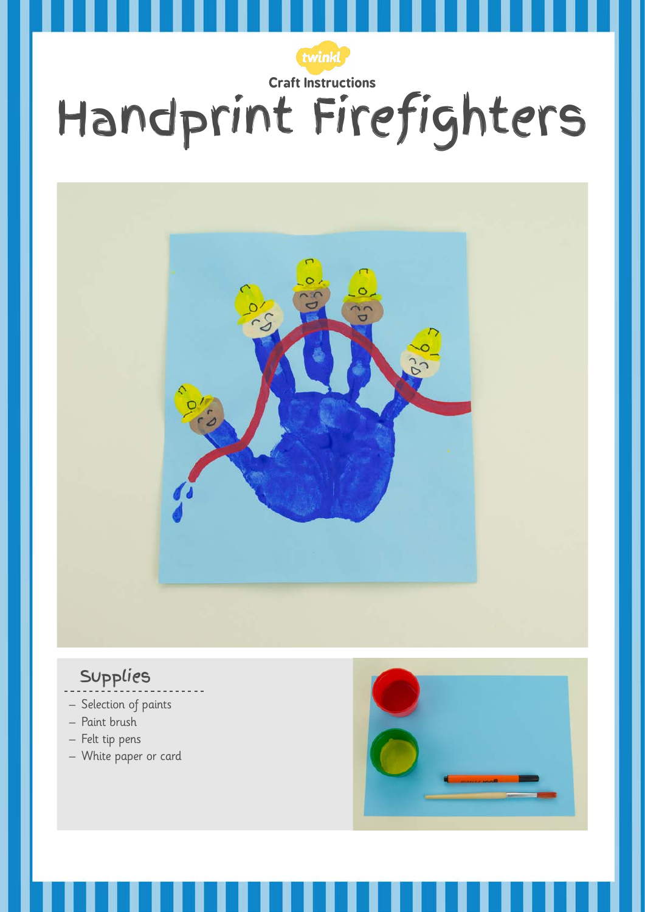Craft Instructions

# Handprint Firefighters

## Supplies

- Selection of paints
- Paint brush
- Felt tip pens
- White paper or card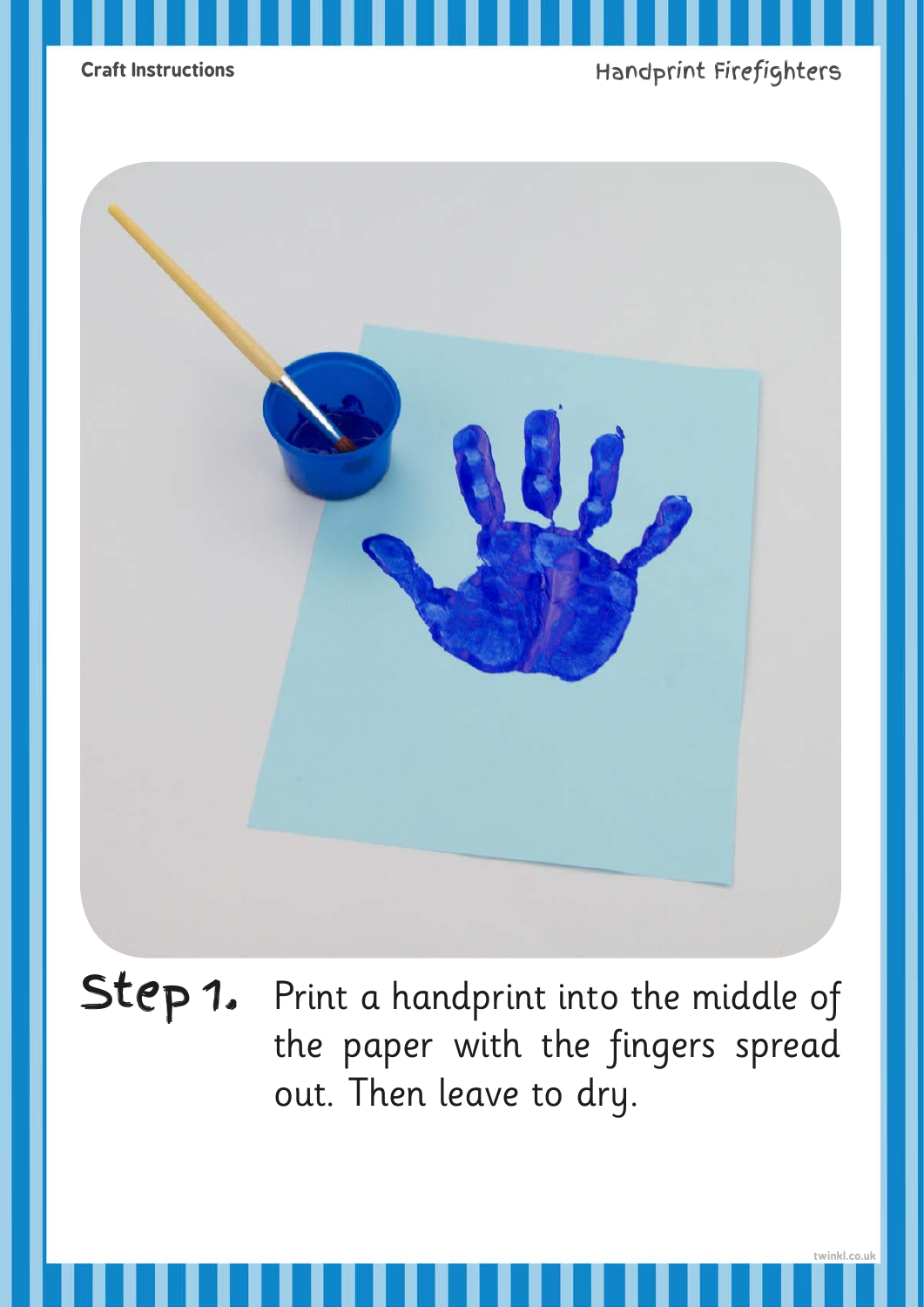**Step 1.** Print a handprint into the middle of the paper with the fingers spread out. Then leave to dry.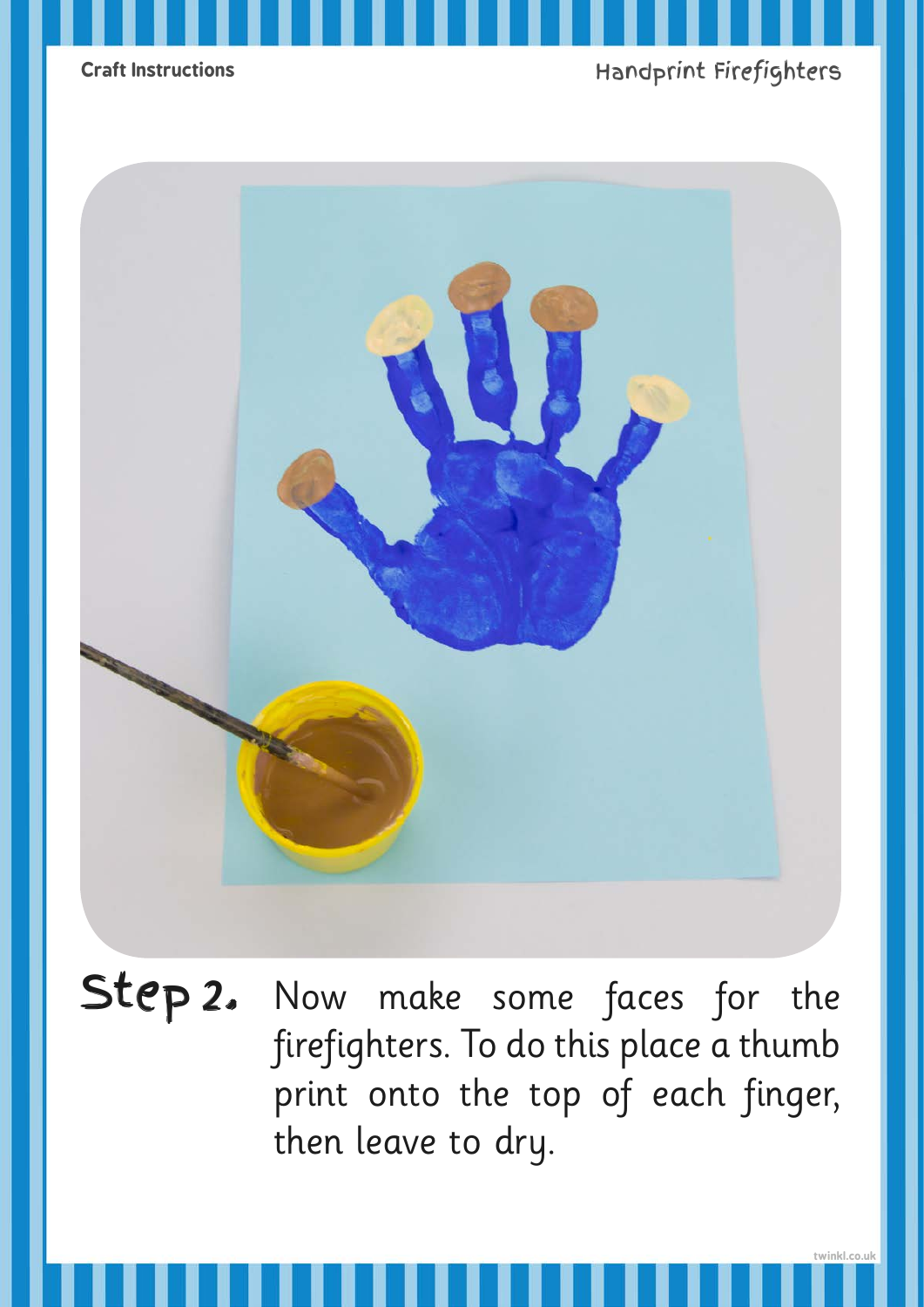**Step 2.** Now make some faces for the firefighters. To do this place a thumb print onto the top of each finger, then leave to dry.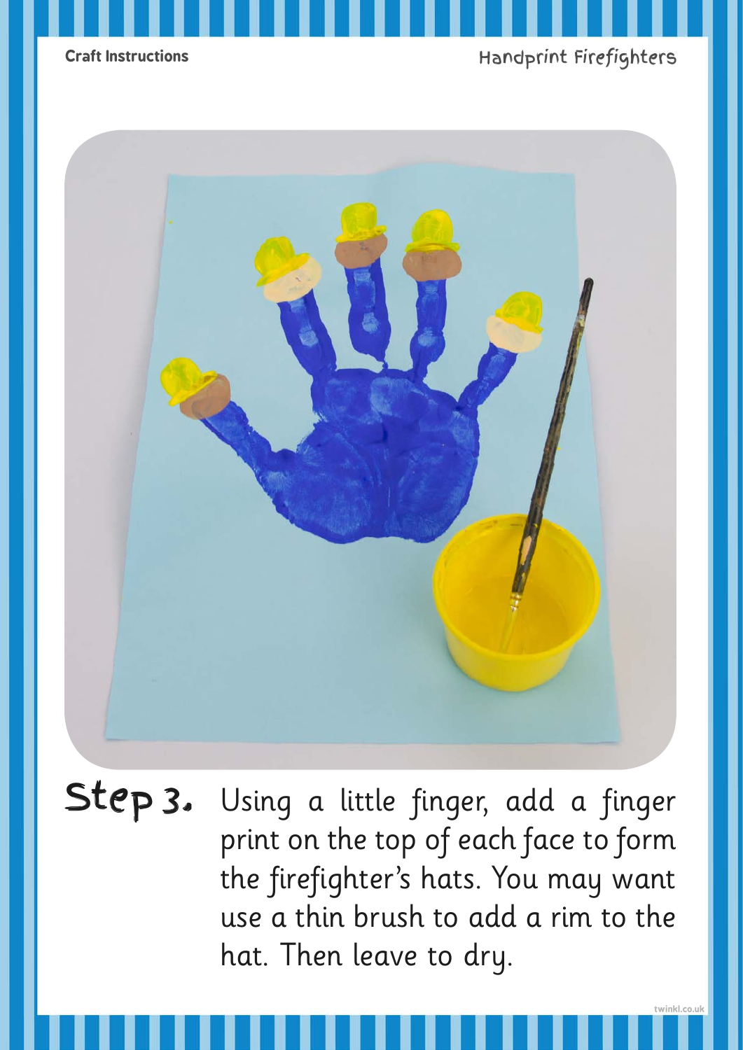**Step 3.** Using a little finger, add a finger print on the top of each face to form the firefighter's hats. You may want use a thin brush to add a rim to the hat. Then leave to dry.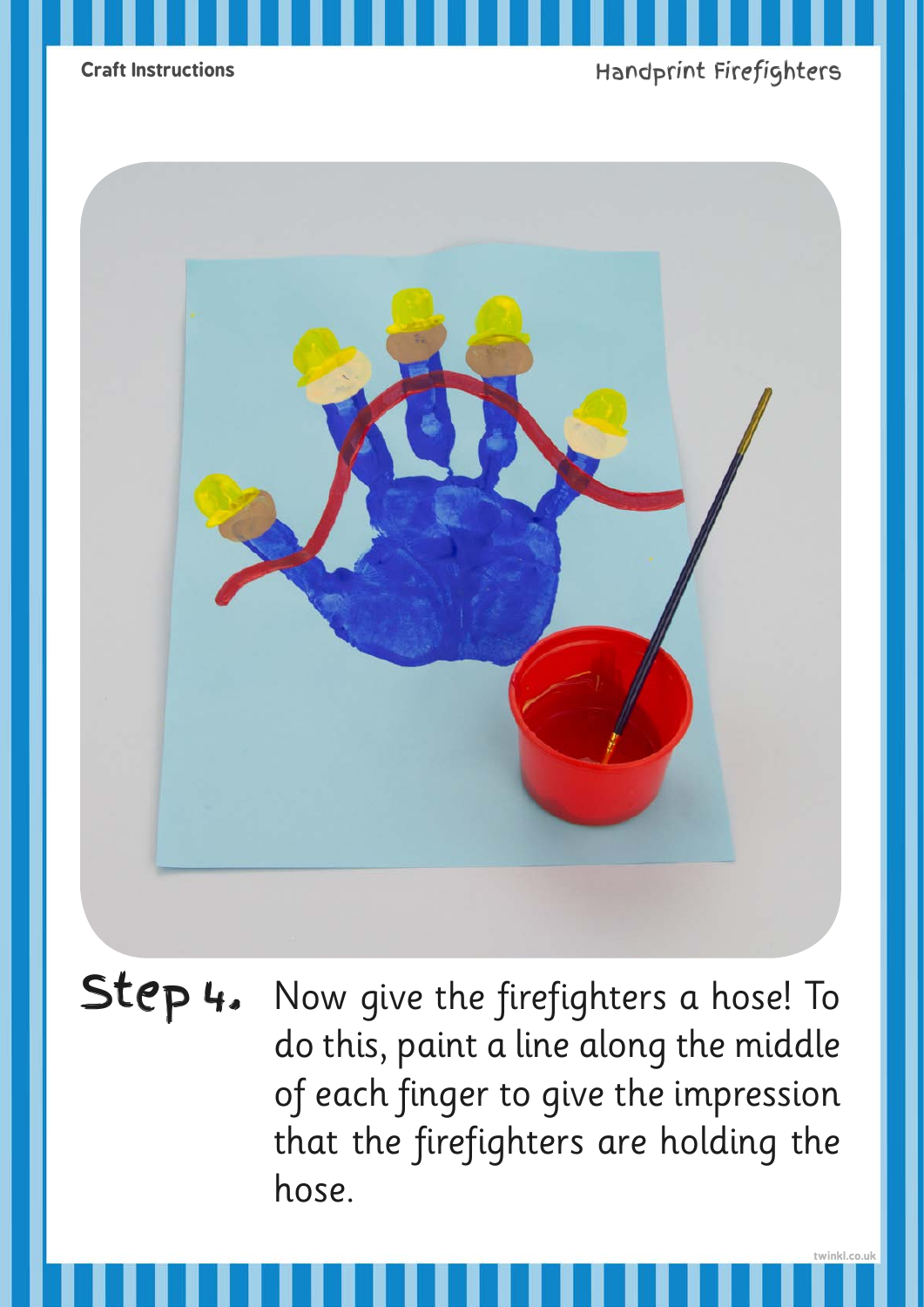**Step 4.** Now give the firefighters a hose! To do this, paint a line along the middle of each finger to give the impression that the firefighters are holding the hose.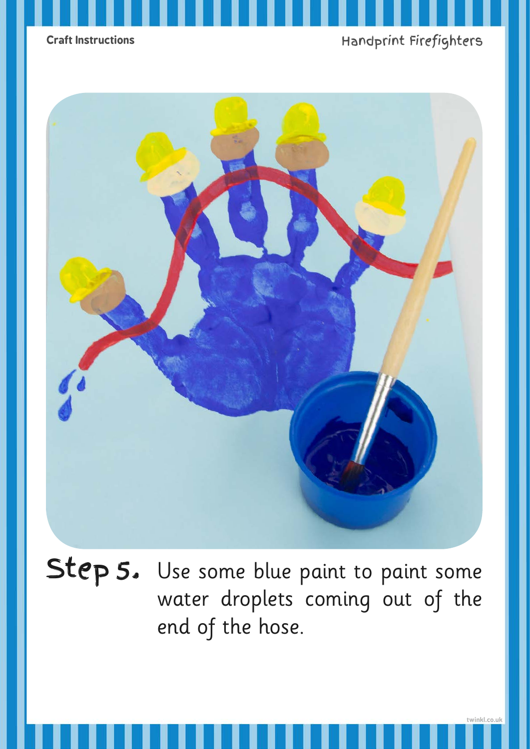**Step 5.** Use some blue paint to paint some water droplets coming out of the end of the hose.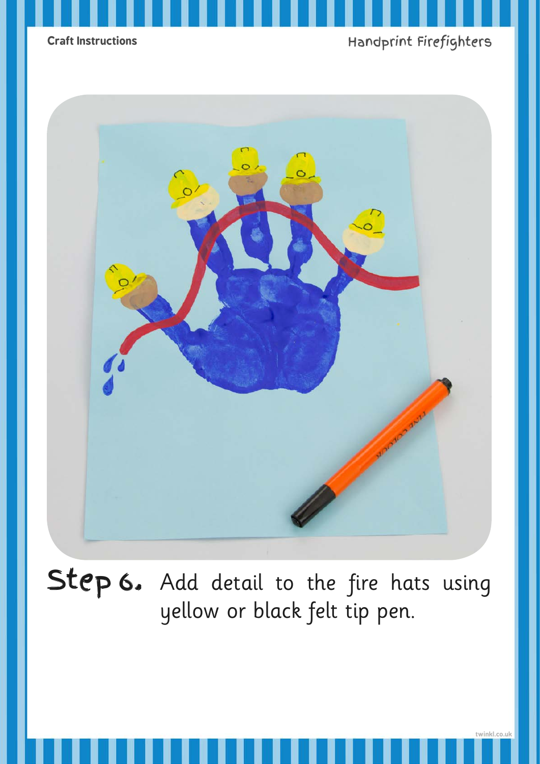**Step 6.** Add detail to the fire hats using yellow or black felt tip pen.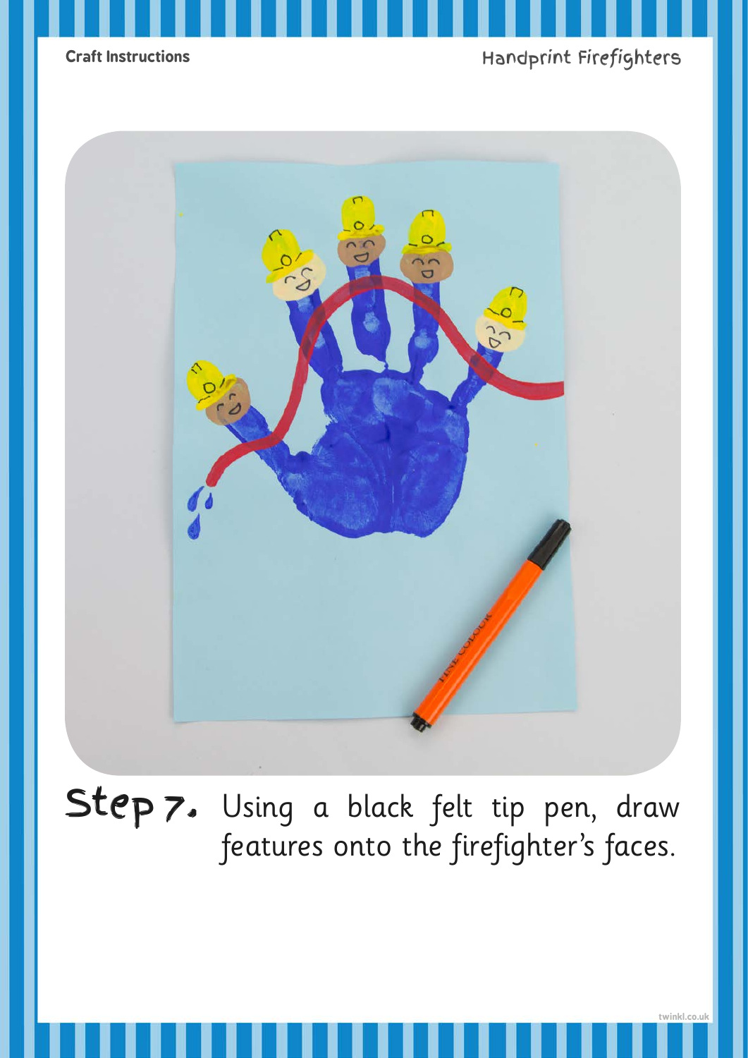**Step 7.** Using a black felt tip pen, draw features onto the firefighter's faces.